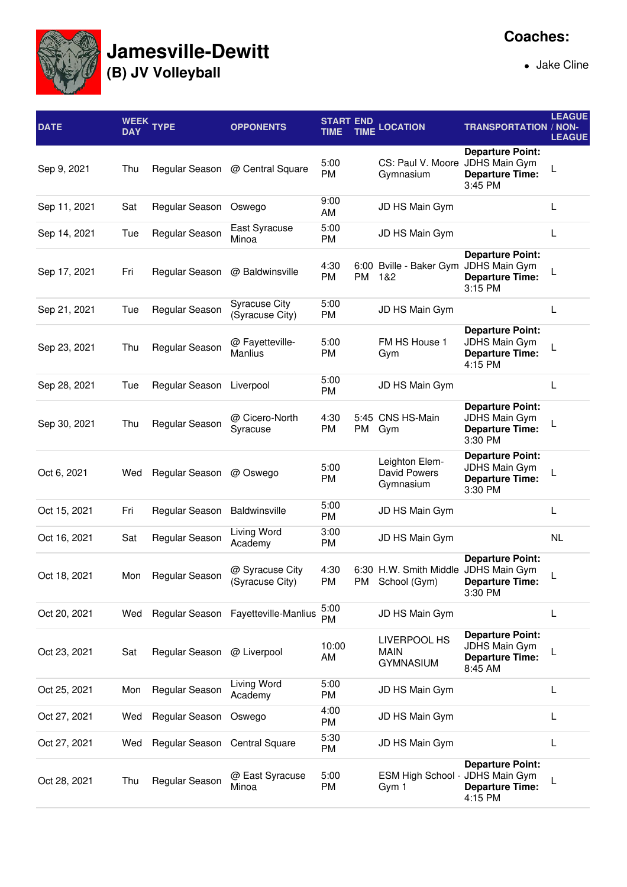# Jamesville-Dewitt

## (B) JV Volleyball

**Coaches:**

- Jake Cline

| DATE | WEEK DAY | TYPE | OPPONENTS | START TIME | END TIME | LOCATION | TRANSPORTATION | LEAGUE / NON-LEAGUE |
|---|---|---|---|---|---|---|---|---|
| Sep 9, 2021 | Thu | Regular Season | @ Central Square | 5:00 PM | | CS: Paul V. Moore Gymnasium | **Departure Point:** JDHS Main Gym **Departure Time:** 3:45 PM | L |
| Sep 11, 2021 | Sat | Regular Season | Oswego | 9:00 AM | | JD HS Main Gym | | L |
| Sep 14, 2021 | Tue | Regular Season | East Syracuse Minoa | 5:00 PM | | JD HS Main Gym | | L |
| Sep 17, 2021 | Fri | Regular Season | @ Baldwinsville | 4:30 PM | 6:00 PM | Bville - Baker Gym 1&2 | **Departure Point:** JDHS Main Gym **Departure Time:** 3:15 PM | L |
| Sep 21, 2021 | Tue | Regular Season | Syracuse City (Syracuse City) | 5:00 PM | | JD HS Main Gym | | L |
| Sep 23, 2021 | Thu | Regular Season | @ Fayetteville-Manlius | 5:00 PM | | FM HS House 1 Gym | **Departure Point:** JDHS Main Gym **Departure Time:** 4:15 PM | L |
| Sep 28, 2021 | Tue | Regular Season | Liverpool | 5:00 PM | | JD HS Main Gym | | L |
| Sep 30, 2021 | Thu | Regular Season | @ Cicero-North Syracuse | 4:30 PM | 5:45 PM | CNS HS-Main Gym | **Departure Point:** JDHS Main Gym **Departure Time:** 3:30 PM | L |
| Oct 6, 2021 | Wed | Regular Season | @ Oswego | 5:00 PM | | Leighton Elem-David Powers Gymnasium | **Departure Point:** JDHS Main Gym **Departure Time:** 3:30 PM | L |
| Oct 15, 2021 | Fri | Regular Season | Baldwinsville | 5:00 PM | | JD HS Main Gym | | L |
| Oct 16, 2021 | Sat | Regular Season | Living Word Academy | 3:00 PM | | JD HS Main Gym | | NL |
| Oct 18, 2021 | Mon | Regular Season | @ Syracuse City (Syracuse City) | 4:30 PM | 6:30 PM | H.W. Smith Middle School (Gym) | **Departure Point:** JDHS Main Gym **Departure Time:** 3:30 PM | L |
| Oct 20, 2021 | Wed | Regular Season | Fayetteville-Manlius | 5:00 PM | | JD HS Main Gym | | L |
| Oct 23, 2021 | Sat | Regular Season | @ Liverpool | 10:00 AM | | LIVERPOOL HS MAIN GYMNASIUM | **Departure Point:** JDHS Main Gym **Departure Time:** 8:45 AM | L |
| Oct 25, 2021 | Mon | Regular Season | Living Word Academy | 5:00 PM | | JD HS Main Gym | | L |
| Oct 27, 2021 | Wed | Regular Season | Oswego | 4:00 PM | | JD HS Main Gym | | L |
| Oct 27, 2021 | Wed | Regular Season | Central Square | 5:30 PM | | JD HS Main Gym | | L |
| Oct 28, 2021 | Thu | Regular Season | @ East Syracuse Minoa | 5:00 PM | | ESM High School - Gym 1 | **Departure Point:** JDHS Main Gym **Departure Time:** 4:15 PM | L |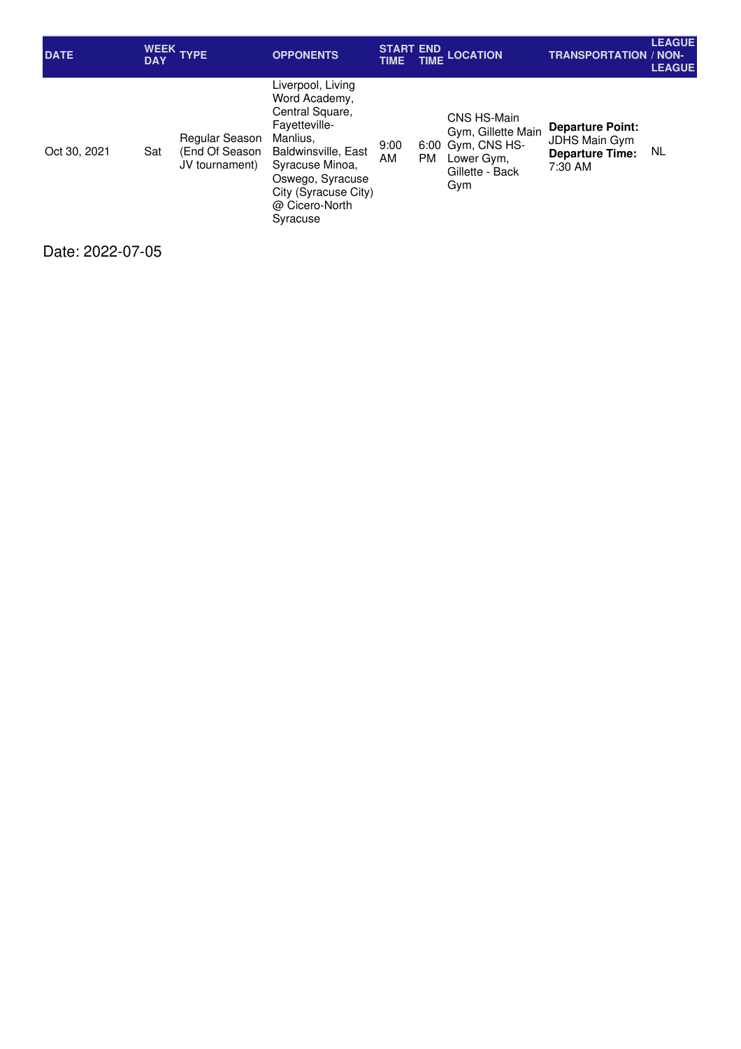| DATE | WEEK DAY | TYPE | OPPONENTS | START TIME | END TIME | LOCATION | TRANSPORTATION | LEAGUE / NON-LEAGUE |
|---|---|---|---|---|---|---|---|---|
| Oct 30, 2021 | Sat | Regular Season (End Of Season JV tournament) | Liverpool, Living Word Academy, Central Square, Fayetteville-Manlius, Baldwinsville, East Syracuse Minoa, Oswego, Syracuse City (Syracuse City) @ Cicero-North Syracuse | 9:00 AM | 6:00 PM | CNS HS-Main Gym, Gillette Main Gym, CNS HS-Lower Gym, Gillette - Back Gym | **Departure Point:** JDHS Main Gym **Departure Time:** 7:30 AM | NL |

Date: 2022-07-05